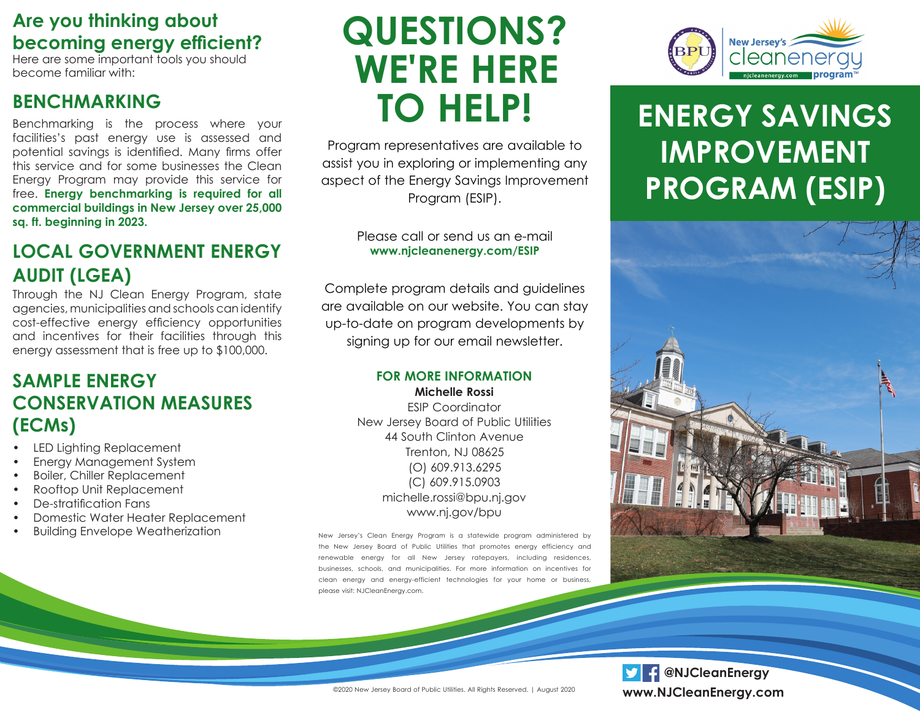## Are you thinking about becoming energy efficient?

Here are some important tools you should become familiar with:

## BENCHMARKING

Benchmarking is the process where your facilities's past energy use is assessed and potential savings is identified. Many firms offer this service and for some businesses the Clean Energy Program may provide this service for free. **Energy benchmarking is required for all commercial buildings in New Jersey over 25,000 sq. ft. beginning in 2023.**

## LOCAL GOVERNMENT ENERGY AUDIT (LGEA)

Through the NJ Clean Energy Program, state agencies, municipalities and schools can identify cost-effective energy efficiency opportunities and incentives for their facilities through this energy assessment that is free up to $100,000.

## SAMPLE ENERGY CONSERVATION MEASURES (ECMs)

- LED Lighting Replacement
- Energy Management System
- Boiler, Chiller Replacement
- Rooftop Unit Replacement
- De-stratification Fans
- Domestic Water Heater Replacement
- Building Envelope Weatherization

# QUESTIONS? WE'RE HERE TO HELP!

Program representatives are available to assist you in exploring or implementing any aspect of the Energy Savings Improvement Program (ESIP).

Please call or send us an e-mail
**www.njcleanenergy.com/ESIP**

Complete program details and guidelines are available on our website. You can stay up-to-date on program developments by signing up for our email newsletter.

### FOR MORE INFORMATION

**Michelle Rossi**
ESIP Coordinator
New Jersey Board of Public Utilities
44 South Clinton Avenue
Trenton, NJ 08625
(O) 609.913.6295
(C) 609.915.0903
michelle.rossi@bpu.nj.gov
www.nj.gov/bpu

New Jersey's Clean Energy Program is a statewide program administered by the New Jersey Board of Public Utilities that promotes energy efficiency and renewable energy for all New Jersey ratepayers, including residences, businesses, schools, and municipalities. For more information on incentives for clean energy and energy-efficient technologies for your home or business, please visit: NJCleanEnergy.com.

©2020 New Jersey Board of Public Utilities. All Rights Reserved. | August 2020

New Jersey's cleanenergy program™
njcleanenergy.com

# ENERGY SAVINGS IMPROVEMENT PROGRAM (ESIP)

**@NJCleanEnergy**
**www.NJCleanEnergy.com**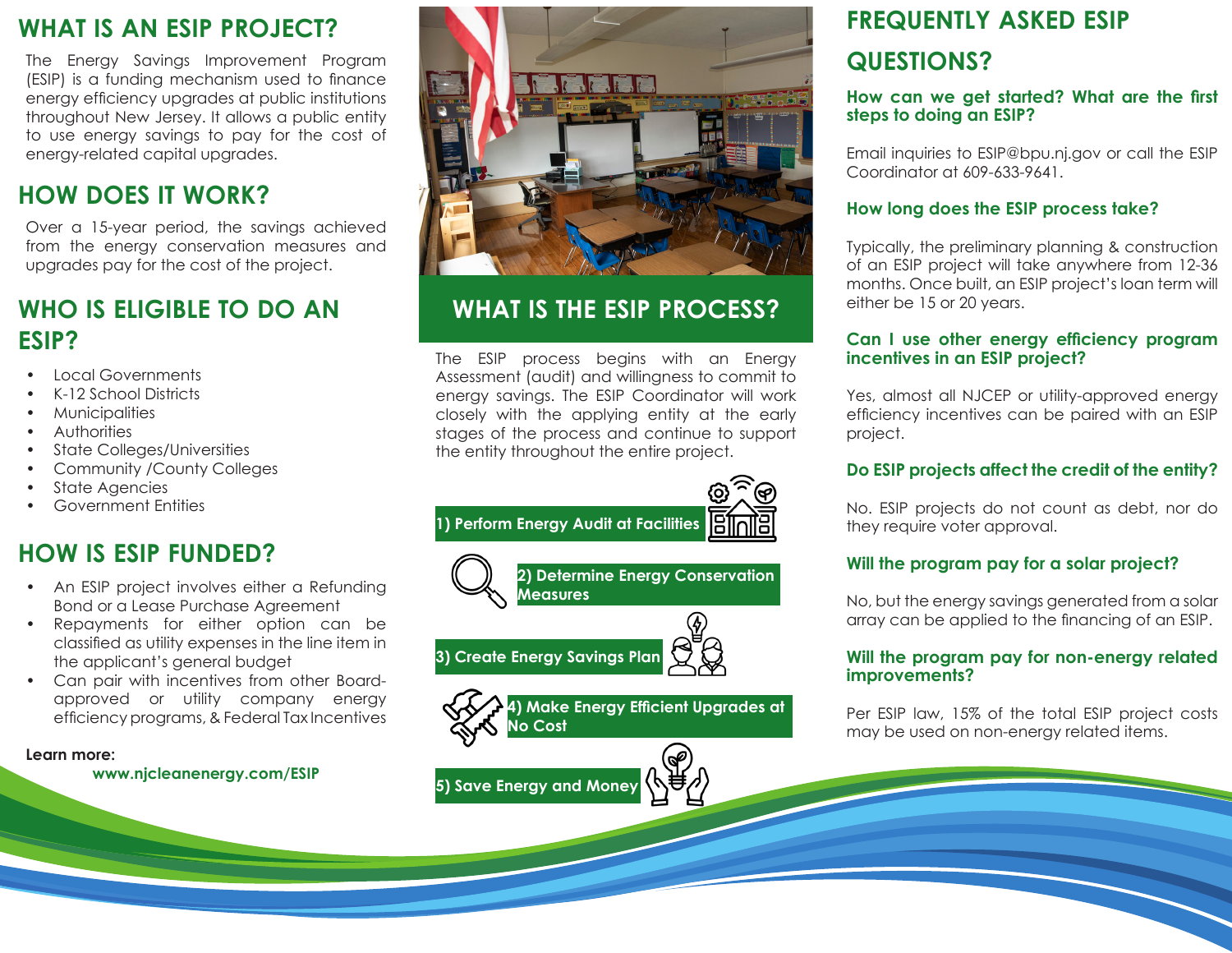## WHAT IS AN ESIP PROJECT?

The Energy Savings Improvement Program (ESIP) is a funding mechanism used to finance energy efficiency upgrades at public institutions throughout New Jersey. It allows a public entity to use energy savings to pay for the cost of energy-related capital upgrades.

## HOW DOES IT WORK?

Over a 15-year period, the savings achieved from the energy conservation measures and upgrades pay for the cost of the project.

## WHO IS ELIGIBLE TO DO AN ESIP?

- Local Governments
- K-12 School Districts
- Municipalities
- Authorities
- State Colleges/Universities
- Community /County Colleges
- State Agencies
- Government Entities

## HOW IS ESIP FUNDED?

- An ESIP project involves either a Refunding Bond or a Lease Purchase Agreement
- Repayments for either option can be classified as utility expenses in the line item in the applicant's general budget
- Can pair with incentives from other Board-approved or utility company energy efficiency programs, & Federal Tax Incentives

**Learn more:**

**www.njcleanenergy.com/ESIP**

## WHAT IS THE ESIP PROCESS?

The ESIP process begins with an Energy Assessment (audit) and willingness to commit to energy savings. The ESIP Coordinator will work closely with the applying entity at the early stages of the process and continue to support the entity throughout the entire project.

**1) Perform Energy Audit at Facilities**

**2) Determine Energy Conservation Measures**

**3) Create Energy Savings Plan**

**4) Make Energy Efficient Upgrades at No Cost**

**5) Save Energy and Money**

## FREQUENTLY ASKED ESIP QUESTIONS?

### How can we get started? What are the first steps to doing an ESIP?

Email inquiries to ESIP@bpu.nj.gov or call the ESIP Coordinator at 609-633-9641.

### How long does the ESIP process take?

Typically, the preliminary planning & construction of an ESIP project will take anywhere from 12-36 months. Once built, an ESIP project's loan term will either be 15 or 20 years.

### Can I use other energy efficiency program incentives in an ESIP project?

Yes, almost all NJCEP or utility-approved energy efficiency incentives can be paired with an ESIP project.

### Do ESIP projects affect the credit of the entity?

No. ESIP projects do not count as debt, nor do they require voter approval.

### Will the program pay for a solar project?

No, but the energy savings generated from a solar array can be applied to the financing of an ESIP.

### Will the program pay for non-energy related improvements?

Per ESIP law, 15% of the total ESIP project costs may be used on non-energy related items.